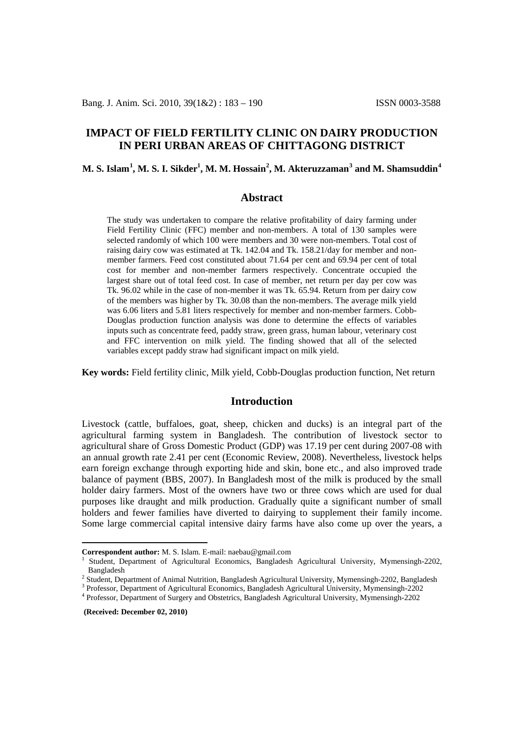# IMPACT OF FIELD FERTILITY CLINIC ON DAIRY PRODUCTION IN PERI URBAN AREAS OF CHITTAGONG DISTRICT

**M. S. Islam[1], M. S. I. Sikder[1], M. M. Hossain[2], M. Akteruzzaman[3] and M. Shamsuddin[4]**

## Abstract

The study was undertaken to compare the relative profitability of dairy farming under Field Fertility Clinic (FFC) member and non-members. A total of 130 samples were selected randomly of which 100 were members and 30 were non-members. Total cost of raising dairy cow was estimated at Tk. 142.04 and Tk. 158.21/day for member and non-member farmers. Feed cost constituted about 71.64 per cent and 69.94 per cent of total cost for member and non-member farmers respectively. Concentrate occupied the largest share out of total feed cost. In case of member, net return per day per cow was Tk. 96.02 while in the case of non-member it was Tk. 65.94. Return from per dairy cow of the members was higher by Tk. 30.08 than the non-members. The average milk yield was 6.06 liters and 5.81 liters respectively for member and non-member farmers. Cobb-Douglas production function analysis was done to determine the effects of variables inputs such as concentrate feed, paddy straw, green grass, human labour, veterinary cost and FFC intervention on milk yield. The finding showed that all of the selected variables except paddy straw had significant impact on milk yield.

**Key words:** Field fertility clinic, Milk yield, Cobb-Douglas production function, Net return

## Introduction

Livestock (cattle, buffaloes, goat, sheep, chicken and ducks) is an integral part of the agricultural farming system in Bangladesh. The contribution of livestock sector to agricultural share of Gross Domestic Product (GDP) was 17.19 per cent during 2007-08 with an annual growth rate 2.41 per cent (Economic Review, 2008). Nevertheless, livestock helps earn foreign exchange through exporting hide and skin, bone etc., and also improved trade balance of payment (BBS, 2007). In Bangladesh most of the milk is produced by the small holder dairy farmers. Most of the owners have two or three cows which are used for dual purposes like draught and milk production. Gradually quite a significant number of small holders and fewer families have diverted to dairying to supplement their family income. Some large commercial capital intensive dairy farms have also come up over the years, a

---

**Correspondent author:** M. S. Islam. E-mail: naebau@gmail.com

[1] Student, Department of Agricultural Economics, Bangladesh Agricultural University, Mymensingh-2202, Bangladesh

[2] Student, Department of Animal Nutrition, Bangladesh Agricultural University, Mymensingh-2202, Bangladesh

[3] Professor, Department of Agricultural Economics, Bangladesh Agricultural University, Mymensingh-2202

[4] Professor, Department of Surgery and Obstetrics, Bangladesh Agricultural University, Mymensingh-2202

**(Received: December 02, 2010)**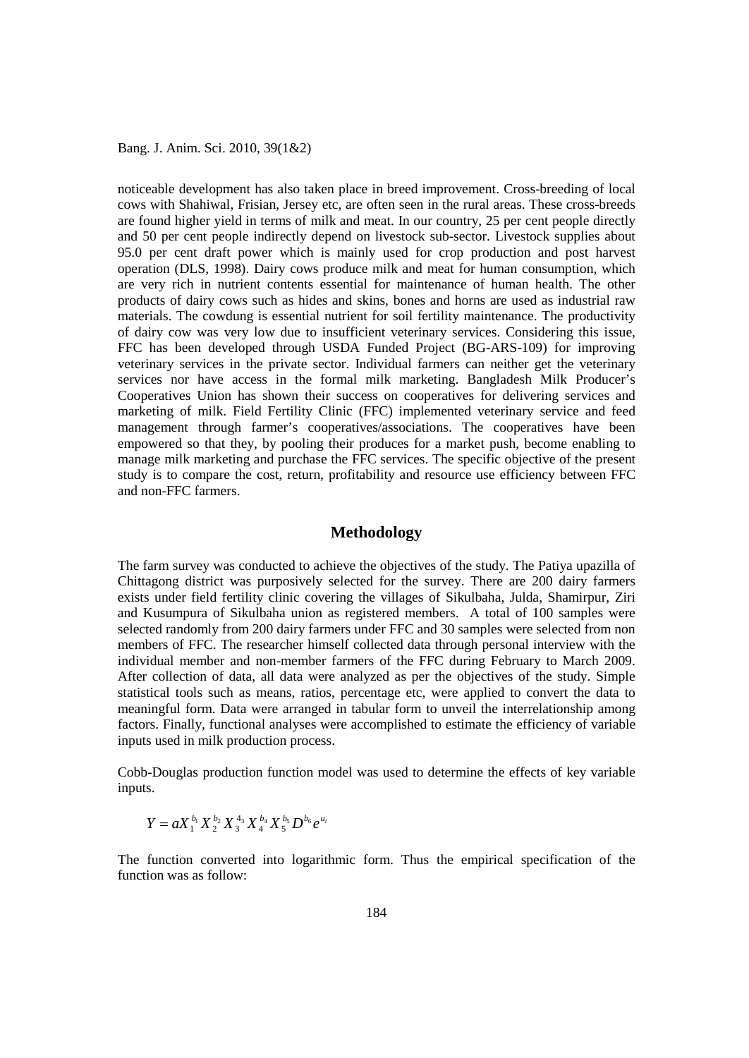noticeable development has also taken place in breed improvement. Cross-breeding of local cows with Shahiwal, Frisian, Jersey etc, are often seen in the rural areas. These cross-breeds are found higher yield in terms of milk and meat. In our country, 25 per cent people directly and 50 per cent people indirectly depend on livestock sub-sector. Livestock supplies about 95.0 per cent draft power which is mainly used for crop production and post harvest operation (DLS, 1998). Dairy cows produce milk and meat for human consumption, which are very rich in nutrient contents essential for maintenance of human health. The other products of dairy cows such as hides and skins, bones and horns are used as industrial raw materials. The cowdung is essential nutrient for soil fertility maintenance. The productivity of dairy cow was very low due to insufficient veterinary services. Considering this issue, FFC has been developed through USDA Funded Project (BG-ARS-109) for improving veterinary services in the private sector. Individual farmers can neither get the veterinary services nor have access in the formal milk marketing. Bangladesh Milk Producer's Cooperatives Union has shown their success on cooperatives for delivering services and marketing of milk. Field Fertility Clinic (FFC) implemented veterinary service and feed management through farmer's cooperatives/associations. The cooperatives have been empowered so that they, by pooling their produces for a market push, become enabling to manage milk marketing and purchase the FFC services. The specific objective of the present study is to compare the cost, return, profitability and resource use efficiency between FFC and non-FFC farmers.

## Methodology

The farm survey was conducted to achieve the objectives of the study. The Patiya upazilla of Chittagong district was purposively selected for the survey. There are 200 dairy farmers exists under field fertility clinic covering the villages of Sikulbaha, Julda, Shamirpur, Ziri and Kusumpura of Sikulbaha union as registered members. A total of 100 samples were selected randomly from 200 dairy farmers under FFC and 30 samples were selected from non members of FFC. The researcher himself collected data through personal interview with the individual member and non-member farmers of the FFC during February to March 2009. After collection of data, all data were analyzed as per the objectives of the study. Simple statistical tools such as means, ratios, percentage etc, were applied to convert the data to meaningful form. Data were arranged in tabular form to unveil the interrelationship among factors. Finally, functional analyses were accomplished to estimate the efficiency of variable inputs used in milk production process.

Cobb-Douglas production function model was used to determine the effects of key variable inputs.

$$Y = aX_1^{b_1} X_2^{b_2} X_3^{4_3} X_4^{b_4} X_5^{b_5} D^{b_6} e^{u_i}$$

The function converted into logarithmic form. Thus the empirical specification of the function was as follow: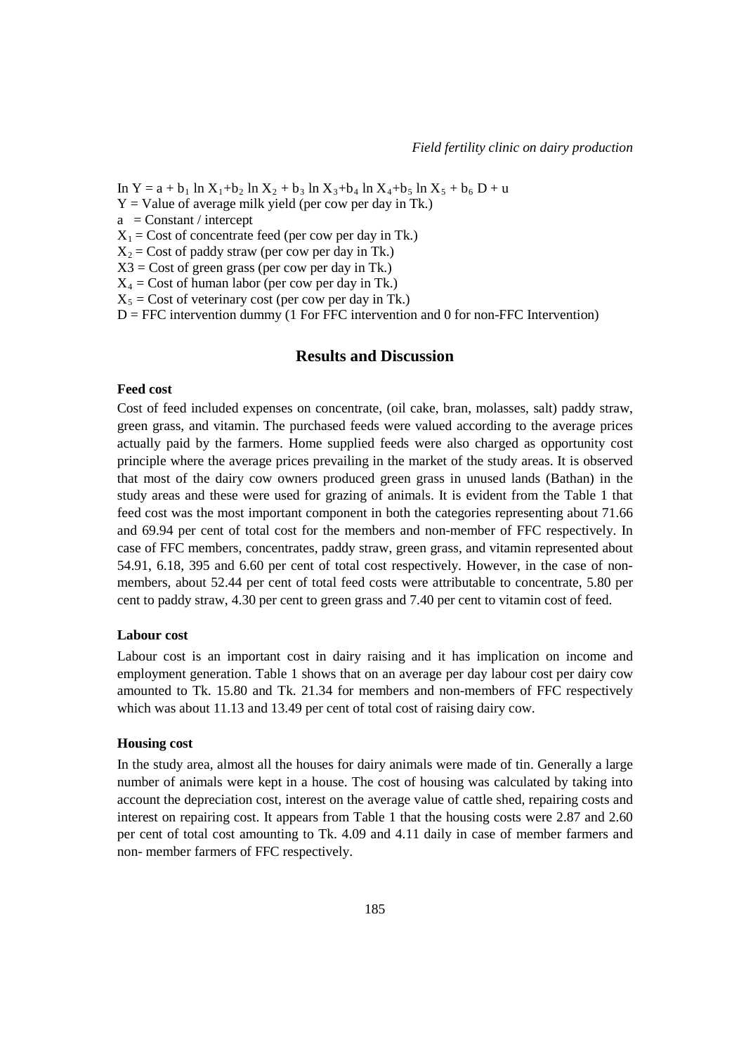$$\ln Y = a + b_1 \ln X_1 + b_2 \ln X_2 + b_3 \ln X_3 + b_4 \ln X_4 + b_5 \ln X_5 + b_6 D + u$$

$Y$ = Value of average milk yield (per cow per day in Tk.)

$a$ = Constant / intercept

$X_1$ = Cost of concentrate feed (per cow per day in Tk.)

$X_2$ = Cost of paddy straw (per cow per day in Tk.)

$X3$ = Cost of green grass (per cow per day in Tk.)

$X_4$ = Cost of human labor (per cow per day in Tk.)

$X_5$ = Cost of veterinary cost (per cow per day in Tk.)

$D$ = FFC intervention dummy (1 For FFC intervention and 0 for non-FFC Intervention)

## Results and Discussion

### Feed cost

Cost of feed included expenses on concentrate, (oil cake, bran, molasses, salt) paddy straw, green grass, and vitamin. The purchased feeds were valued according to the average prices actually paid by the farmers. Home supplied feeds were also charged as opportunity cost principle where the average prices prevailing in the market of the study areas. It is observed that most of the dairy cow owners produced green grass in unused lands (Bathan) in the study areas and these were used for grazing of animals. It is evident from the Table 1 that feed cost was the most important component in both the categories representing about 71.66 and 69.94 per cent of total cost for the members and non-member of FFC respectively. In case of FFC members, concentrates, paddy straw, green grass, and vitamin represented about 54.91, 6.18, 395 and 6.60 per cent of total cost respectively. However, in the case of non-members, about 52.44 per cent of total feed costs were attributable to concentrate, 5.80 per cent to paddy straw, 4.30 per cent to green grass and 7.40 per cent to vitamin cost of feed.

### Labour cost

Labour cost is an important cost in dairy raising and it has implication on income and employment generation. Table 1 shows that on an average per day labour cost per dairy cow amounted to Tk. 15.80 and Tk. 21.34 for members and non-members of FFC respectively which was about 11.13 and 13.49 per cent of total cost of raising dairy cow.

### Housing cost

In the study area, almost all the houses for dairy animals were made of tin. Generally a large number of animals were kept in a house. The cost of housing was calculated by taking into account the depreciation cost, interest on the average value of cattle shed, repairing costs and interest on repairing cost. It appears from Table 1 that the housing costs were 2.87 and 2.60 per cent of total cost amounting to Tk. 4.09 and 4.11 daily in case of member farmers and non- member farmers of FFC respectively.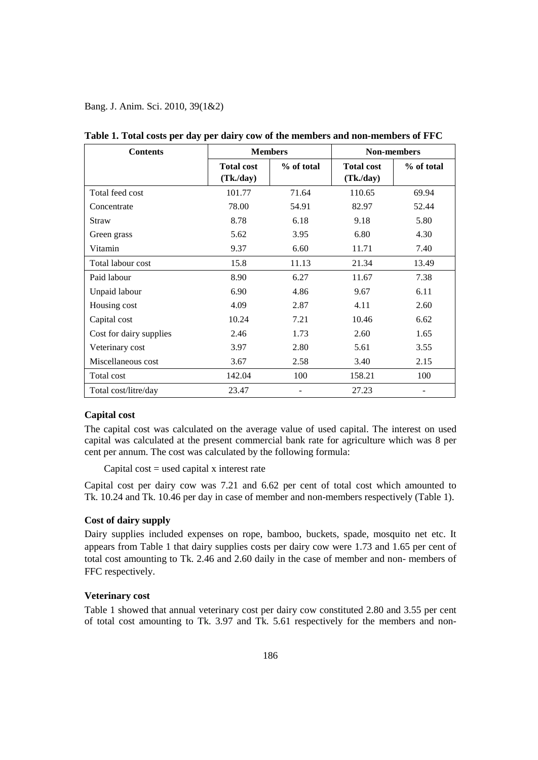**Table 1. Total costs per day per dairy cow of the members and non-members of FFC**

| Contents | Members | | Non-members | |
|---|---|---|---|---|
| | Total cost (Tk./day) | % of total | Total cost (Tk./day) | % of total |
| Total feed cost | 101.77 | 71.64 | 110.65 | 69.94 |
| Concentrate | 78.00 | 54.91 | 82.97 | 52.44 |
| Straw | 8.78 | 6.18 | 9.18 | 5.80 |
| Green grass | 5.62 | 3.95 | 6.80 | 4.30 |
| Vitamin | 9.37 | 6.60 | 11.71 | 7.40 |
| Total labour cost | 15.8 | 11.13 | 21.34 | 13.49 |
| Paid labour | 8.90 | 6.27 | 11.67 | 7.38 |
| Unpaid labour | 6.90 | 4.86 | 9.67 | 6.11 |
| Housing cost | 4.09 | 2.87 | 4.11 | 2.60 |
| Capital cost | 10.24 | 7.21 | 10.46 | 6.62 |
| Cost for dairy supplies | 2.46 | 1.73 | 2.60 | 1.65 |
| Veterinary cost | 3.97 | 2.80 | 5.61 | 3.55 |
| Miscellaneous cost | 3.67 | 2.58 | 3.40 | 2.15 |
| Total cost | 142.04 | 100 | 158.21 | 100 |
| Total cost/litre/day | 23.47 | - | 27.23 | - |

### Capital cost

The capital cost was calculated on the average value of used capital. The interest on used capital was calculated at the present commercial bank rate for agriculture which was 8 per cent per annum. The cost was calculated by the following formula:

Capital cost = used capital x interest rate

Capital cost per dairy cow was 7.21 and 6.62 per cent of total cost which amounted to Tk. 10.24 and Tk. 10.46 per day in case of member and non-members respectively (Table 1).

### Cost of dairy supply

Dairy supplies included expenses on rope, bamboo, buckets, spade, mosquito net etc. It appears from Table 1 that dairy supplies costs per dairy cow were 1.73 and 1.65 per cent of total cost amounting to Tk. 2.46 and 2.60 daily in the case of member and non- members of FFC respectively.

### Veterinary cost

Table 1 showed that annual veterinary cost per dairy cow constituted 2.80 and 3.55 per cent of total cost amounting to Tk. 3.97 and Tk. 5.61 respectively for the members and non-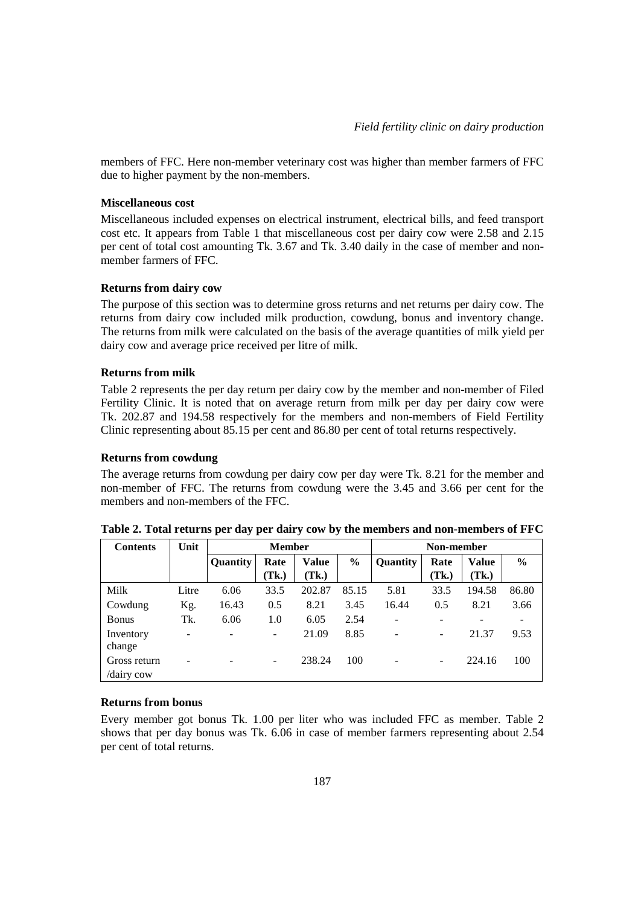members of FFC. Here non-member veterinary cost was higher than member farmers of FFC due to higher payment by the non-members.

### Miscellaneous cost

Miscellaneous included expenses on electrical instrument, electrical bills, and feed transport cost etc. It appears from Table 1 that miscellaneous cost per dairy cow were 2.58 and 2.15 per cent of total cost amounting Tk. 3.67 and Tk. 3.40 daily in the case of member and non-member farmers of FFC.

### Returns from dairy cow

The purpose of this section was to determine gross returns and net returns per dairy cow. The returns from dairy cow included milk production, cowdung, bonus and inventory change. The returns from milk were calculated on the basis of the average quantities of milk yield per dairy cow and average price received per litre of milk.

### Returns from milk

Table 2 represents the per day return per dairy cow by the member and non-member of Filed Fertility Clinic. It is noted that on average return from milk per day per dairy cow were Tk. 202.87 and 194.58 respectively for the members and non-members of Field Fertility Clinic representing about 85.15 per cent and 86.80 per cent of total returns respectively.

### Returns from cowdung

The average returns from cowdung per dairy cow per day were Tk. 8.21 for the member and non-member of FFC. The returns from cowdung were the 3.45 and 3.66 per cent for the members and non-members of the FFC.

**Table 2. Total returns per day per dairy cow by the members and non-members of FFC**

| Contents | Unit | Member | | | | Non-member | | | |
|---|---|---|---|---|---|---|---|---|---|
| | | Quantity | Rate (Tk.) | Value (Tk.) | % | Quantity | Rate (Tk.) | Value (Tk.) | % |
| Milk | Litre | 6.06 | 33.5 | 202.87 | 85.15 | 5.81 | 33.5 | 194.58 | 86.80 |
| Cowdung | Kg. | 16.43 | 0.5 | 8.21 | 3.45 | 16.44 | 0.5 | 8.21 | 3.66 |
| Bonus | Tk. | 6.06 | 1.0 | 6.05 | 2.54 | - | - | - | - |
| Inventory change | - | - | - | 21.09 | 8.85 | - | - | 21.37 | 9.53 |
| Gross return /dairy cow | - | - | - | 238.24 | 100 | - | - | 224.16 | 100 |

### Returns from bonus

Every member got bonus Tk. 1.00 per liter who was included FFC as member. Table 2 shows that per day bonus was Tk. 6.06 in case of member farmers representing about 2.54 per cent of total returns.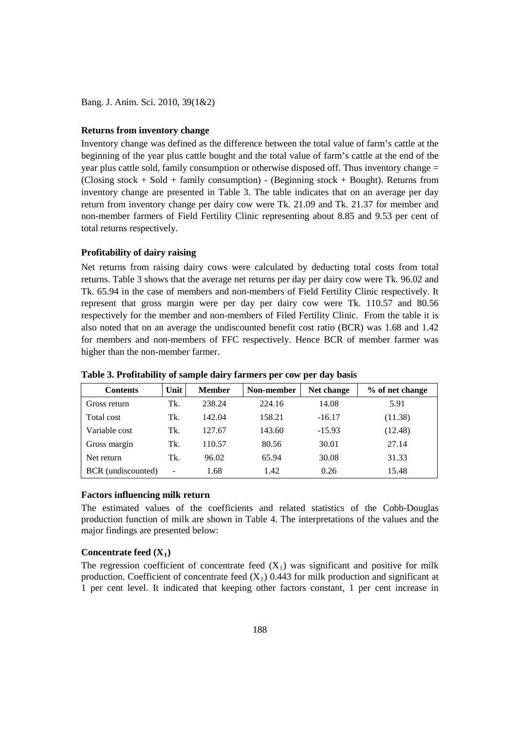### Returns from inventory change

Inventory change was defined as the difference between the total value of farm's cattle at the beginning of the year plus cattle bought and the total value of farm's cattle at the end of the year plus cattle sold, family consumption or otherwise disposed off. Thus inventory change = (Closing stock + Sold + family consumption) - (Beginning stock + Bought). Returns from inventory change are presented in Table 3. The table indicates that on an average per day return from inventory change per dairy cow were Tk. 21.09 and Tk. 21.37 for member and non-member farmers of Field Fertility Clinic representing about 8.85 and 9.53 per cent of total returns respectively.

### Profitability of dairy raising

Net returns from raising dairy cows were calculated by deducting total costs from total returns. Table 3 shows that the average net returns per day per dairy cow were Tk. 96.02 and Tk. 65.94 in the case of members and non-members of Field Fertility Clinic respectively. It represent that gross margin were per day per dairy cow were Tk. 110.57 and 80.56 respectively for the member and non-members of Filed Fertility Clinic. From the table it is also noted that on an average the undiscounted benefit cost ratio (BCR) was 1.68 and 1.42 for members and non-members of FFC respectively. Hence BCR of member farmer was higher than the non-member farmer.

**Table 3. Profitability of sample dairy farmers per cow per day basis**

| Contents | Unit | Member | Non-member | Net change | % of net change |
|---|---|---|---|---|---|
| Gross return | Tk. | 238.24 | 224.16 | 14.08 | 5.91 |
| Total cost | Tk. | 142.04 | 158.21 | -16.17 | (11.38) |
| Variable cost | Tk. | 127.67 | 143.60 | -15.93 | (12.48) |
| Gross margin | Tk. | 110.57 | 80.56 | 30.01 | 27.14 |
| Net return | Tk. | 96.02 | 65.94 | 30.08 | 31.33 |
| BCR (undiscounted) | - | 1.68 | 1.42 | 0.26 | 15.48 |

### Factors influencing milk return

The estimated values of the coefficients and related statistics of the Cobb-Douglas production function of milk are shown in Table 4. The interpretations of the values and the major findings are presented below:

### Concentrate feed ($X_1$)

The regression coefficient of concentrate feed ($X_1$) was significant and positive for milk production. Coefficient of concentrate feed ($X_1$) 0.443 for milk production and significant at 1 per cent level. It indicated that keeping other factors constant, 1 per cent increase in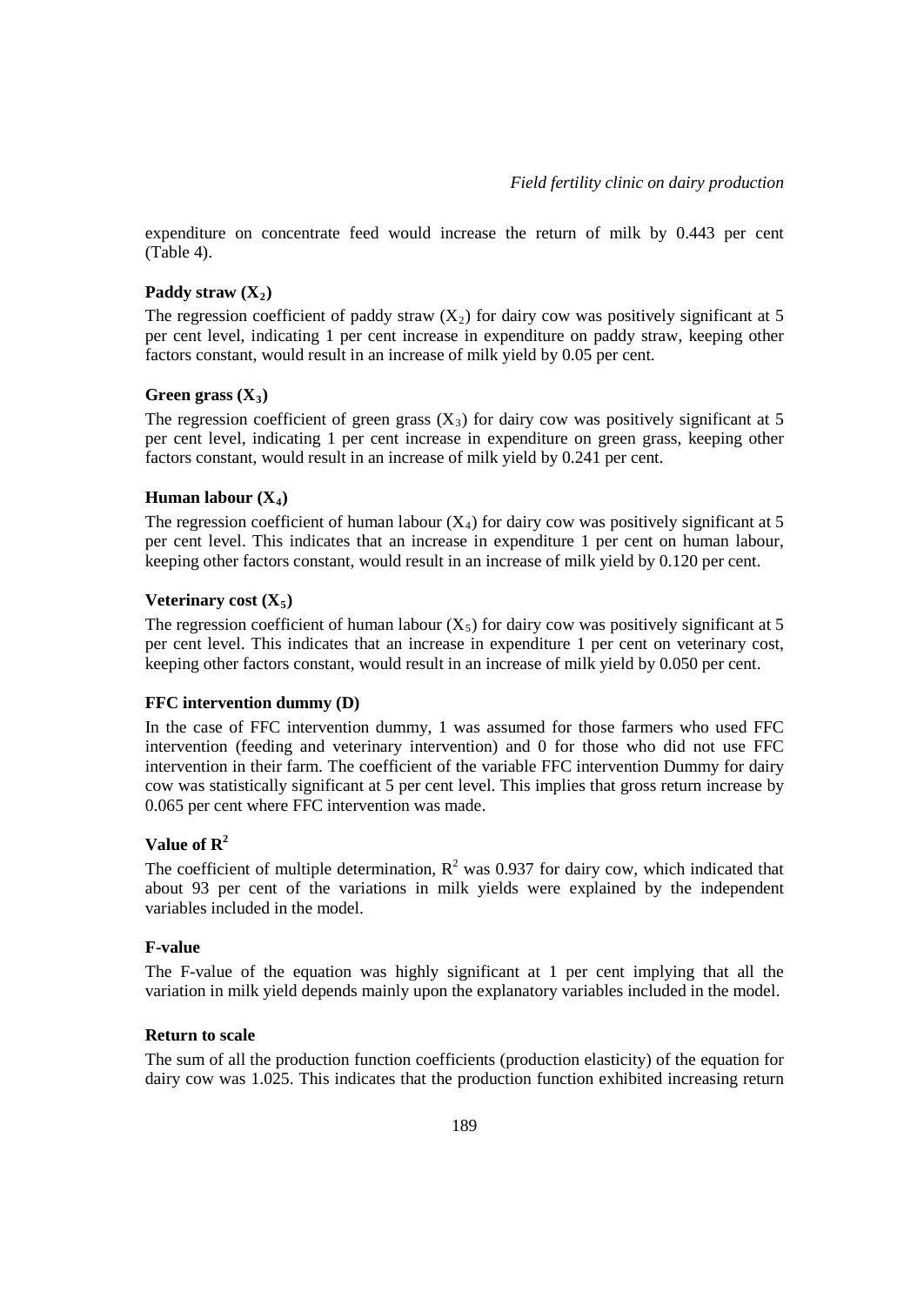expenditure on concentrate feed would increase the return of milk by 0.443 per cent (Table 4).

#### Paddy straw ($X_2$)

The regression coefficient of paddy straw ($X_2$) for dairy cow was positively significant at 5 per cent level, indicating 1 per cent increase in expenditure on paddy straw, keeping other factors constant, would result in an increase of milk yield by 0.05 per cent.

#### Green grass ($X_3$)

The regression coefficient of green grass ($X_3$) for dairy cow was positively significant at 5 per cent level, indicating 1 per cent increase in expenditure on green grass, keeping other factors constant, would result in an increase of milk yield by 0.241 per cent.

#### Human labour ($X_4$)

The regression coefficient of human labour ($X_4$) for dairy cow was positively significant at 5 per cent level. This indicates that an increase in expenditure 1 per cent on human labour, keeping other factors constant, would result in an increase of milk yield by 0.120 per cent.

#### Veterinary cost ($X_5$)

The regression coefficient of human labour ($X_5$) for dairy cow was positively significant at 5 per cent level. This indicates that an increase in expenditure 1 per cent on veterinary cost, keeping other factors constant, would result in an increase of milk yield by 0.050 per cent.

#### FFC intervention dummy (D)

In the case of FFC intervention dummy, 1 was assumed for those farmers who used FFC intervention (feeding and veterinary intervention) and 0 for those who did not use FFC intervention in their farm. The coefficient of the variable FFC intervention Dummy for dairy cow was statistically significant at 5 per cent level. This implies that gross return increase by 0.065 per cent where FFC intervention was made.

#### Value of $R^2$

The coefficient of multiple determination, $R^2$ was 0.937 for dairy cow, which indicated that about 93 per cent of the variations in milk yields were explained by the independent variables included in the model.

#### F-value

The F-value of the equation was highly significant at 1 per cent implying that all the variation in milk yield depends mainly upon the explanatory variables included in the model.

#### Return to scale

The sum of all the production function coefficients (production elasticity) of the equation for dairy cow was 1.025. This indicates that the production function exhibited increasing return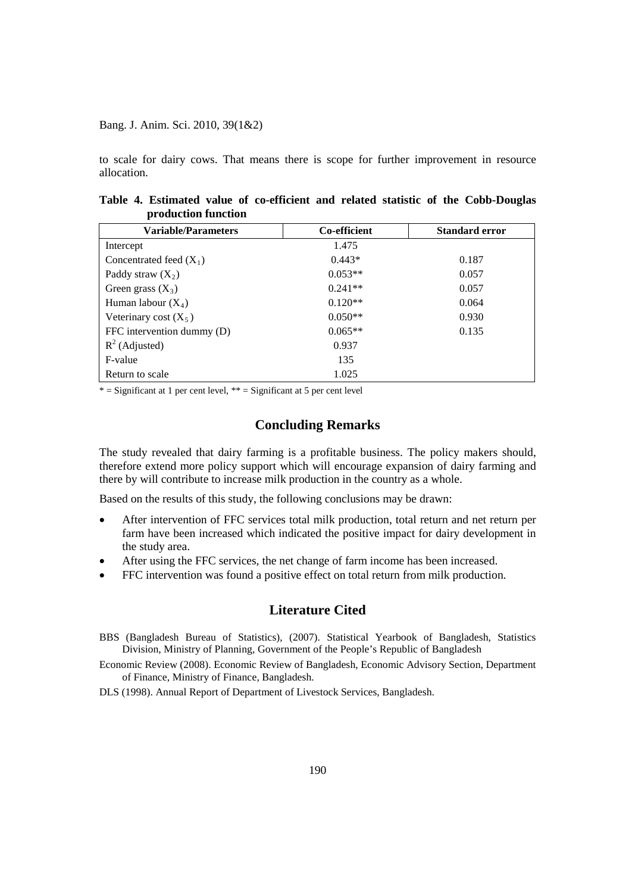to scale for dairy cows. That means there is scope for further improvement in resource allocation.

**Table 4. Estimated value of co-efficient and related statistic of the Cobb-Douglas production function**

| Variable/Parameters | Co-efficient | Standard error |
|---|---|---|
| Intercept | 1.475 | |
| Concentrated feed ($X_1$) | 0.443* | 0.187 |
| Paddy straw ($X_2$) | 0.053** | 0.057 |
| Green grass ($X_3$) | 0.241** | 0.057 |
| Human labour ($X_4$) | 0.120** | 0.064 |
| Veterinary cost ($X_5$) | 0.050** | 0.930 |
| FFC intervention dummy (D) | 0.065** | 0.135 |
| $R^2$ (Adjusted) | 0.937 | |
| F-value | 135 | |
| Return to scale | 1.025 | |

* = Significant at 1 per cent level, ** = Significant at 5 per cent level

## Concluding Remarks

The study revealed that dairy farming is a profitable business. The policy makers should, therefore extend more policy support which will encourage expansion of dairy farming and there by will contribute to increase milk production in the country as a whole.

Based on the results of this study, the following conclusions may be drawn:

- After intervention of FFC services total milk production, total return and net return per farm have been increased which indicated the positive impact for dairy development in the study area.
- After using the FFC services, the net change of farm income has been increased.
- FFC intervention was found a positive effect on total return from milk production.

## Literature Cited

BBS (Bangladesh Bureau of Statistics), (2007). Statistical Yearbook of Bangladesh, Statistics Division, Ministry of Planning, Government of the People's Republic of Bangladesh

Economic Review (2008). Economic Review of Bangladesh, Economic Advisory Section, Department of Finance, Ministry of Finance, Bangladesh.

DLS (1998). Annual Report of Department of Livestock Services, Bangladesh.